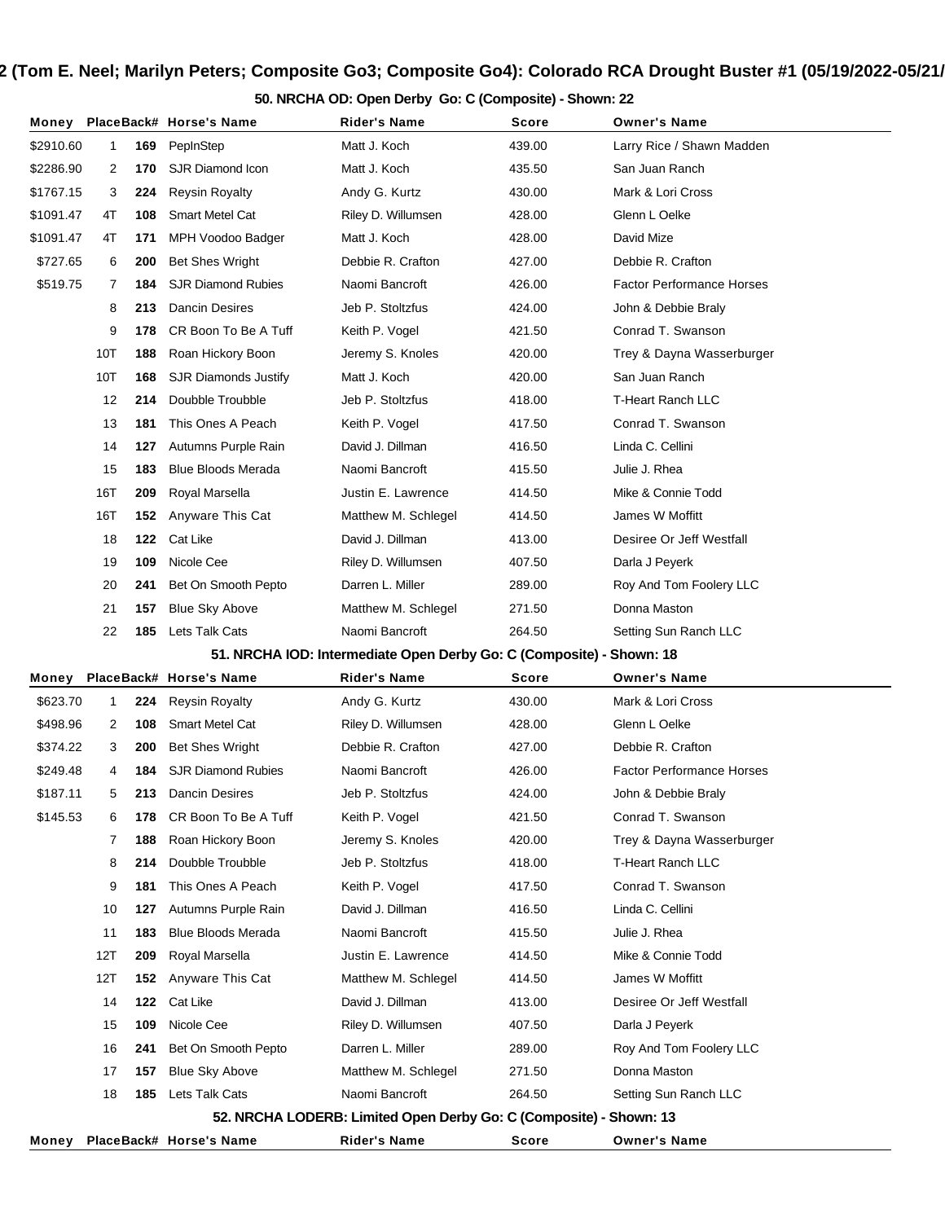## 2 (Tom E. Neel; Marilyn Peters; Composite Go3; Composite Go4): Colorado RCA Drought Buster #1 (05/19/2022-05/21/

### 50. NRCHA OD: Open Derby Go: C (Composite) - Shown: 22

| Money | Place | Back# | Horse's Name | Rider's Name | Score | Owner's Name |
|---|---|---|---|---|---|---|
| $2910.60 | 1 | 169 | PepInStep | Matt J. Koch | 439.00 | Larry Rice / Shawn Madden |
| $2286.90 | 2 | 170 | SJR Diamond Icon | Matt J. Koch | 435.50 | San Juan Ranch |
| $1767.15 | 3 | 224 | Reysin Royalty | Andy G. Kurtz | 430.00 | Mark & Lori Cross |
| $1091.47 | 4T | 108 | Smart Metel Cat | Riley D. Willumsen | 428.00 | Glenn L Oelke |
| $1091.47 | 4T | 171 | MPH Voodoo Badger | Matt J. Koch | 428.00 | David Mize |
| $727.65 | 6 | 200 | Bet Shes Wright | Debbie R. Crafton | 427.00 | Debbie R. Crafton |
| $519.75 | 7 | 184 | SJR Diamond Rubies | Naomi Bancroft | 426.00 | Factor Performance Horses |
| | 8 | 213 | Dancin Desires | Jeb P. Stoltzfus | 424.00 | John & Debbie Braly |
| | 9 | 178 | CR Boon To Be A Tuff | Keith P. Vogel | 421.50 | Conrad T. Swanson |
| | 10T | 188 | Roan Hickory Boon | Jeremy S. Knoles | 420.00 | Trey & Dayna Wasserburger |
| | 10T | 168 | SJR Diamonds Justify | Matt J. Koch | 420.00 | San Juan Ranch |
| | 12 | 214 | Doubble Troubble | Jeb P. Stoltzfus | 418.00 | T-Heart Ranch LLC |
| | 13 | 181 | This Ones A Peach | Keith P. Vogel | 417.50 | Conrad T. Swanson |
| | 14 | 127 | Autumns Purple Rain | David J. Dillman | 416.50 | Linda C. Cellini |
| | 15 | 183 | Blue Bloods Merada | Naomi Bancroft | 415.50 | Julie J. Rhea |
| | 16T | 209 | Royal Marsella | Justin E. Lawrence | 414.50 | Mike & Connie Todd |
| | 16T | 152 | Anyware This Cat | Matthew M. Schlegel | 414.50 | James W Moffitt |
| | 18 | 122 | Cat Like | David J. Dillman | 413.00 | Desiree Or Jeff Westfall |
| | 19 | 109 | Nicole Cee | Riley D. Willumsen | 407.50 | Darla J Peyerk |
| | 20 | 241 | Bet On Smooth Pepto | Darren L. Miller | 289.00 | Roy And Tom Foolery LLC |
| | 21 | 157 | Blue Sky Above | Matthew M. Schlegel | 271.50 | Donna Maston |
| | 22 | 185 | Lets Talk Cats | Naomi Bancroft | 264.50 | Setting Sun Ranch LLC |

### 51. NRCHA IOD: Intermediate Open Derby Go: C (Composite) - Shown: 18

| Money | Place | Back# | Horse's Name | Rider's Name | Score | Owner's Name |
|---|---|---|---|---|---|---|
| $623.70 | 1 | 224 | Reysin Royalty | Andy G. Kurtz | 430.00 | Mark & Lori Cross |
| $498.96 | 2 | 108 | Smart Metel Cat | Riley D. Willumsen | 428.00 | Glenn L Oelke |
| $374.22 | 3 | 200 | Bet Shes Wright | Debbie R. Crafton | 427.00 | Debbie R. Crafton |
| $249.48 | 4 | 184 | SJR Diamond Rubies | Naomi Bancroft | 426.00 | Factor Performance Horses |
| $187.11 | 5 | 213 | Dancin Desires | Jeb P. Stoltzfus | 424.00 | John & Debbie Braly |
| $145.53 | 6 | 178 | CR Boon To Be A Tuff | Keith P. Vogel | 421.50 | Conrad T. Swanson |
| | 7 | 188 | Roan Hickory Boon | Jeremy S. Knoles | 420.00 | Trey & Dayna Wasserburger |
| | 8 | 214 | Doubble Troubble | Jeb P. Stoltzfus | 418.00 | T-Heart Ranch LLC |
| | 9 | 181 | This Ones A Peach | Keith P. Vogel | 417.50 | Conrad T. Swanson |
| | 10 | 127 | Autumns Purple Rain | David J. Dillman | 416.50 | Linda C. Cellini |
| | 11 | 183 | Blue Bloods Merada | Naomi Bancroft | 415.50 | Julie J. Rhea |
| | 12T | 209 | Royal Marsella | Justin E. Lawrence | 414.50 | Mike & Connie Todd |
| | 12T | 152 | Anyware This Cat | Matthew M. Schlegel | 414.50 | James W Moffitt |
| | 14 | 122 | Cat Like | David J. Dillman | 413.00 | Desiree Or Jeff Westfall |
| | 15 | 109 | Nicole Cee | Riley D. Willumsen | 407.50 | Darla J Peyerk |
| | 16 | 241 | Bet On Smooth Pepto | Darren L. Miller | 289.00 | Roy And Tom Foolery LLC |
| | 17 | 157 | Blue Sky Above | Matthew M. Schlegel | 271.50 | Donna Maston |
| | 18 | 185 | Lets Talk Cats | Naomi Bancroft | 264.50 | Setting Sun Ranch LLC |

### 52. NRCHA LODERB: Limited Open Derby Go: C (Composite) - Shown: 13

| Money | Place | Back# | Horse's Name | Rider's Name | Score | Owner's Name |
|---|---|---|---|---|---|---|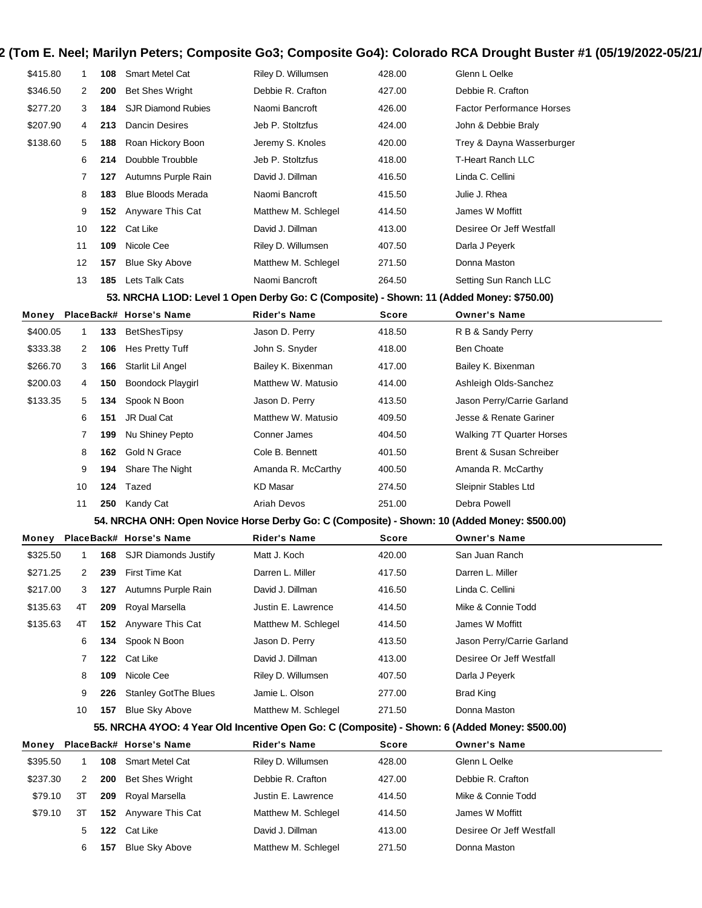| Money | Place | Back# | Horse's Name | Rider's Name | Score | Owner's Name |
|---|---|---|---|---|---|---|
| $415.80 | 1 | 108 | Smart Metel Cat | Riley D. Willumsen | 428.00 | Glenn L Oelke |
| $346.50 | 2 | 200 | Bet Shes Wright | Debbie R. Crafton | 427.00 | Debbie R. Crafton |
| $277.20 | 3 | 184 | SJR Diamond Rubies | Naomi Bancroft | 426.00 | Factor Performance Horses |
| $207.90 | 4 | 213 | Dancin Desires | Jeb P. Stoltzfus | 424.00 | John & Debbie Braly |
| $138.60 | 5 | 188 | Roan Hickory Boon | Jeremy S. Knoles | 420.00 | Trey & Dayna Wasserburger |
| | 6 | 214 | Doubble Troubble | Jeb P. Stoltzfus | 418.00 | T-Heart Ranch LLC |
| | 7 | 127 | Autumns Purple Rain | David J. Dillman | 416.50 | Linda C. Cellini |
| | 8 | 183 | Blue Bloods Merada | Naomi Bancroft | 415.50 | Julie J. Rhea |
| | 9 | 152 | Anyware This Cat | Matthew M. Schlegel | 414.50 | James W Moffitt |
| | 10 | 122 | Cat Like | David J. Dillman | 413.00 | Desiree Or Jeff Westfall |
| | 11 | 109 | Nicole Cee | Riley D. Willumsen | 407.50 | Darla J Peyerk |
| | 12 | 157 | Blue Sky Above | Matthew M. Schlegel | 271.50 | Donna Maston |
| | 13 | 185 | Lets Talk Cats | Naomi Bancroft | 264.50 | Setting Sun Ranch LLC |

### 53. NRCHA L1OD: Level 1 Open Derby Go: C (Composite) - Shown: 11 (Added Money: $750.00)

| Money | Place | Back# | Horse's Name | Rider's Name | Score | Owner's Name |
|---|---|---|---|---|---|---|
| $400.05 | 1 | 133 | BetShesTipsy | Jason D. Perry | 418.50 | R B & Sandy Perry |
| $333.38 | 2 | 106 | Hes Pretty Tuff | John S. Snyder | 418.00 | Ben Choate |
| $266.70 | 3 | 166 | Starlit Lil Angel | Bailey K. Bixenman | 417.00 | Bailey K. Bixenman |
| $200.03 | 4 | 150 | Boondock Playgirl | Matthew W. Matusio | 414.00 | Ashleigh Olds-Sanchez |
| $133.35 | 5 | 134 | Spook N Boon | Jason D. Perry | 413.50 | Jason Perry/Carrie Garland |
| | 6 | 151 | JR Dual Cat | Matthew W. Matusio | 409.50 | Jesse & Renate Gariner |
| | 7 | 199 | Nu Shiney Pepto | Conner James | 404.50 | Walking 7T Quarter Horses |
| | 8 | 162 | Gold N Grace | Cole B. Bennett | 401.50 | Brent & Susan Schreiber |
| | 9 | 194 | Share The Night | Amanda R. McCarthy | 400.50 | Amanda R. McCarthy |
| | 10 | 124 | Tazed | KD Masar | 274.50 | Sleipnir Stables Ltd |
| | 11 | 250 | Kandy Cat | Ariah Devos | 251.00 | Debra Powell |

### 54. NRCHA ONH: Open Novice Horse Derby Go: C (Composite) - Shown: 10 (Added Money: $500.00)

| Money | Place | Back# | Horse's Name | Rider's Name | Score | Owner's Name |
|---|---|---|---|---|---|---|
| $325.50 | 1 | 168 | SJR Diamonds Justify | Matt J. Koch | 420.00 | San Juan Ranch |
| $271.25 | 2 | 239 | First Time Kat | Darren L. Miller | 417.50 | Darren L. Miller |
| $217.00 | 3 | 127 | Autumns Purple Rain | David J. Dillman | 416.50 | Linda C. Cellini |
| $135.63 | 4T | 209 | Royal Marsella | Justin E. Lawrence | 414.50 | Mike & Connie Todd |
| $135.63 | 4T | 152 | Anyware This Cat | Matthew M. Schlegel | 414.50 | James W Moffitt |
| | 6 | 134 | Spook N Boon | Jason D. Perry | 413.50 | Jason Perry/Carrie Garland |
| | 7 | 122 | Cat Like | David J. Dillman | 413.00 | Desiree Or Jeff Westfall |
| | 8 | 109 | Nicole Cee | Riley D. Willumsen | 407.50 | Darla J Peyerk |
| | 9 | 226 | Stanley GotThe Blues | Jamie L. Olson | 277.00 | Brad King |
| | 10 | 157 | Blue Sky Above | Matthew M. Schlegel | 271.50 | Donna Maston |

### 55. NRCHA 4YOO: 4 Year Old Incentive Open Go: C (Composite) - Shown: 6 (Added Money: $500.00)

| Money | Place | Back# | Horse's Name | Rider's Name | Score | Owner's Name |
|---|---|---|---|---|---|---|
| $395.50 | 1 | 108 | Smart Metel Cat | Riley D. Willumsen | 428.00 | Glenn L Oelke |
| $237.30 | 2 | 200 | Bet Shes Wright | Debbie R. Crafton | 427.00 | Debbie R. Crafton |
| $79.10 | 3T | 209 | Royal Marsella | Justin E. Lawrence | 414.50 | Mike & Connie Todd |
| $79.10 | 3T | 152 | Anyware This Cat | Matthew M. Schlegel | 414.50 | James W Moffitt |
| | 5 | 122 | Cat Like | David J. Dillman | 413.00 | Desiree Or Jeff Westfall |
| | 6 | 157 | Blue Sky Above | Matthew M. Schlegel | 271.50 | Donna Maston |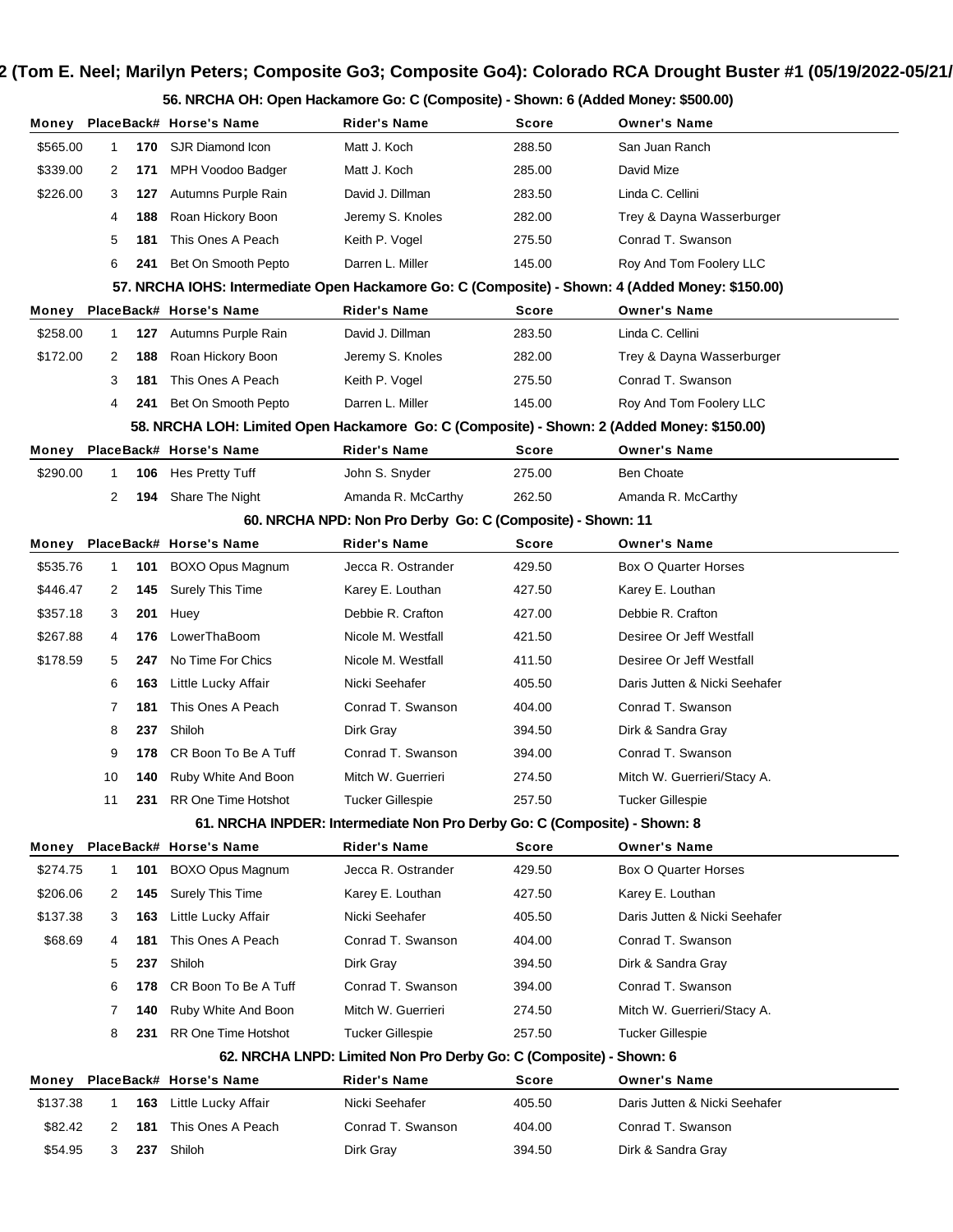## 2 (Tom E. Neel; Marilyn Peters; Composite Go3; Composite Go4): Colorado RCA Drought Buster #1 (05/19/2022-05/21/

### 56. NRCHA OH: Open Hackamore Go: C (Composite) - Shown: 6 (Added Money: $500.00)

| Money | Place | Back# | Horse's Name | Rider's Name | Score | Owner's Name |
|---|---|---|---|---|---|---|
| $565.00 | 1 | 170 | SJR Diamond Icon | Matt J. Koch | 288.50 | San Juan Ranch |
| $339.00 | 2 | 171 | MPH Voodoo Badger | Matt J. Koch | 285.00 | David Mize |
| $226.00 | 3 | 127 | Autumns Purple Rain | David J. Dillman | 283.50 | Linda C. Cellini |
| | 4 | 188 | Roan Hickory Boon | Jeremy S. Knoles | 282.00 | Trey & Dayna Wasserburger |
| | 5 | 181 | This Ones A Peach | Keith P. Vogel | 275.50 | Conrad T. Swanson |
| | 6 | 241 | Bet On Smooth Pepto | Darren L. Miller | 145.00 | Roy And Tom Foolery LLC |

### 57. NRCHA IOHS: Intermediate Open Hackamore Go: C (Composite) - Shown: 4 (Added Money: $150.00)

| Money | Place | Back# | Horse's Name | Rider's Name | Score | Owner's Name |
|---|---|---|---|---|---|---|
| $258.00 | 1 | 127 | Autumns Purple Rain | David J. Dillman | 283.50 | Linda C. Cellini |
| $172.00 | 2 | 188 | Roan Hickory Boon | Jeremy S. Knoles | 282.00 | Trey & Dayna Wasserburger |
| | 3 | 181 | This Ones A Peach | Keith P. Vogel | 275.50 | Conrad T. Swanson |
| | 4 | 241 | Bet On Smooth Pepto | Darren L. Miller | 145.00 | Roy And Tom Foolery LLC |

### 58. NRCHA LOH: Limited Open Hackamore Go: C (Composite) - Shown: 2 (Added Money: $150.00)

| Money | Place | Back# | Horse's Name | Rider's Name | Score | Owner's Name |
|---|---|---|---|---|---|---|
| $290.00 | 1 | 106 | Hes Pretty Tuff | John S. Snyder | 275.00 | Ben Choate |
| | 2 | 194 | Share The Night | Amanda R. McCarthy | 262.50 | Amanda R. McCarthy |

### 60. NRCHA NPD: Non Pro Derby Go: C (Composite) - Shown: 11

| Money | Place | Back# | Horse's Name | Rider's Name | Score | Owner's Name |
|---|---|---|---|---|---|---|
| $535.76 | 1 | 101 | BOXO Opus Magnum | Jecca R. Ostrander | 429.50 | Box O Quarter Horses |
| $446.47 | 2 | 145 | Surely This Time | Karey E. Louthan | 427.50 | Karey E. Louthan |
| $357.18 | 3 | 201 | Huey | Debbie R. Crafton | 427.00 | Debbie R. Crafton |
| $267.88 | 4 | 176 | LowerThaBoom | Nicole M. Westfall | 421.50 | Desiree Or Jeff Westfall |
| $178.59 | 5 | 247 | No Time For Chics | Nicole M. Westfall | 411.50 | Desiree Or Jeff Westfall |
| | 6 | 163 | Little Lucky Affair | Nicki Seehafer | 405.50 | Daris Jutten & Nicki Seehafer |
| | 7 | 181 | This Ones A Peach | Conrad T. Swanson | 404.00 | Conrad T. Swanson |
| | 8 | 237 | Shiloh | Dirk Gray | 394.50 | Dirk & Sandra Gray |
| | 9 | 178 | CR Boon To Be A Tuff | Conrad T. Swanson | 394.00 | Conrad T. Swanson |
| | 10 | 140 | Ruby White And Boon | Mitch W. Guerrieri | 274.50 | Mitch W. Guerrieri/Stacy A. |
| | 11 | 231 | RR One Time Hotshot | Tucker Gillespie | 257.50 | Tucker Gillespie |

### 61. NRCHA INPDER: Intermediate Non Pro Derby Go: C (Composite) - Shown: 8

| Money | Place | Back# | Horse's Name | Rider's Name | Score | Owner's Name |
|---|---|---|---|---|---|---|
| $274.75 | 1 | 101 | BOXO Opus Magnum | Jecca R. Ostrander | 429.50 | Box O Quarter Horses |
| $206.06 | 2 | 145 | Surely This Time | Karey E. Louthan | 427.50 | Karey E. Louthan |
| $137.38 | 3 | 163 | Little Lucky Affair | Nicki Seehafer | 405.50 | Daris Jutten & Nicki Seehafer |
| $68.69 | 4 | 181 | This Ones A Peach | Conrad T. Swanson | 404.00 | Conrad T. Swanson |
| | 5 | 237 | Shiloh | Dirk Gray | 394.50 | Dirk & Sandra Gray |
| | 6 | 178 | CR Boon To Be A Tuff | Conrad T. Swanson | 394.00 | Conrad T. Swanson |
| | 7 | 140 | Ruby White And Boon | Mitch W. Guerrieri | 274.50 | Mitch W. Guerrieri/Stacy A. |
| | 8 | 231 | RR One Time Hotshot | Tucker Gillespie | 257.50 | Tucker Gillespie |

### 62. NRCHA LNPD: Limited Non Pro Derby Go: C (Composite) - Shown: 6

| Money | Place | Back# | Horse's Name | Rider's Name | Score | Owner's Name |
|---|---|---|---|---|---|---|
| $137.38 | 1 | 163 | Little Lucky Affair | Nicki Seehafer | 405.50 | Daris Jutten & Nicki Seehafer |
| $82.42 | 2 | 181 | This Ones A Peach | Conrad T. Swanson | 404.00 | Conrad T. Swanson |
| $54.95 | 3 | 237 | Shiloh | Dirk Gray | 394.50 | Dirk & Sandra Gray |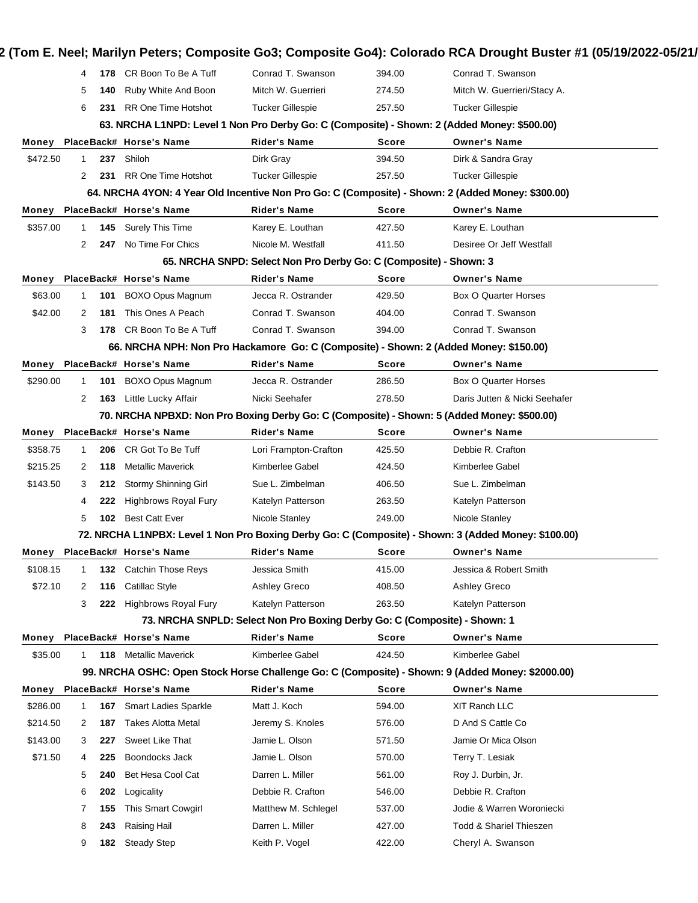| Money | Place | Back# | Horse's Name | Rider's Name | Score | Owner's Name |
|---|---|---|---|---|---|---|
| | 4 | 178 | CR Boon To Be A Tuff | Conrad T. Swanson | 394.00 | Conrad T. Swanson |
| | 5 | 140 | Ruby White And Boon | Mitch W. Guerrieri | 274.50 | Mitch W. Guerrieri/Stacy A. |
| | 6 | 231 | RR One Time Hotshot | Tucker Gillespie | 257.50 | Tucker Gillespie |

**63. NRCHA L1NPD: Level 1 Non Pro Derby Go: C (Composite) - Shown: 2 (Added Money: $500.00)**

| Money | Place | Back# | Horse's Name | Rider's Name | Score | Owner's Name |
|---|---|---|---|---|---|---|
| $472.50 | 1 | 237 | Shiloh | Dirk Gray | 394.50 | Dirk & Sandra Gray |
| | 2 | 231 | RR One Time Hotshot | Tucker Gillespie | 257.50 | Tucker Gillespie |

**64. NRCHA 4YON: 4 Year Old Incentive Non Pro Go: C (Composite) - Shown: 2 (Added Money: $300.00)**

| Money | Place | Back# | Horse's Name | Rider's Name | Score | Owner's Name |
|---|---|---|---|---|---|---|
| $357.00 | 1 | 145 | Surely This Time | Karey E. Louthan | 427.50 | Karey E. Louthan |
| | 2 | 247 | No Time For Chics | Nicole M. Westfall | 411.50 | Desiree Or Jeff Westfall |

**65. NRCHA SNPD: Select Non Pro Derby Go: C (Composite) - Shown: 3**

| Money | Place | Back# | Horse's Name | Rider's Name | Score | Owner's Name |
|---|---|---|---|---|---|---|
| $63.00 | 1 | 101 | BOXO Opus Magnum | Jecca R. Ostrander | 429.50 | Box O Quarter Horses |
| $42.00 | 2 | 181 | This Ones A Peach | Conrad T. Swanson | 404.00 | Conrad T. Swanson |
| | 3 | 178 | CR Boon To Be A Tuff | Conrad T. Swanson | 394.00 | Conrad T. Swanson |

**66. NRCHA NPH: Non Pro Hackamore Go: C (Composite) - Shown: 2 (Added Money: $150.00)**

| Money | Place | Back# | Horse's Name | Rider's Name | Score | Owner's Name |
|---|---|---|---|---|---|---|
| $290.00 | 1 | 101 | BOXO Opus Magnum | Jecca R. Ostrander | 286.50 | Box O Quarter Horses |
| | 2 | 163 | Little Lucky Affair | Nicki Seehafer | 278.50 | Daris Jutten & Nicki Seehafer |

**70. NRCHA NPBXD: Non Pro Boxing Derby Go: C (Composite) - Shown: 5 (Added Money: $500.00)**

| Money | Place | Back# | Horse's Name | Rider's Name | Score | Owner's Name |
|---|---|---|---|---|---|---|
| $358.75 | 1 | 206 | CR Got To Be Tuff | Lori Frampton-Crafton | 425.50 | Debbie R. Crafton |
| $215.25 | 2 | 118 | Metallic Maverick | Kimberlee Gabel | 424.50 | Kimberlee Gabel |
| $143.50 | 3 | 212 | Stormy Shinning Girl | Sue L. Zimbelman | 406.50 | Sue L. Zimbelman |
| | 4 | 222 | Highbrows Royal Fury | Katelyn Patterson | 263.50 | Katelyn Patterson |
| | 5 | 102 | Best Catt Ever | Nicole Stanley | 249.00 | Nicole Stanley |

**72. NRCHA L1NPBX: Level 1 Non Pro Boxing Derby Go: C (Composite) - Shown: 3 (Added Money: $100.00)**

| Money | Place | Back# | Horse's Name | Rider's Name | Score | Owner's Name |
|---|---|---|---|---|---|---|
| $108.15 | 1 | 132 | Catchin Those Reys | Jessica Smith | 415.00 | Jessica & Robert Smith |
| $72.10 | 2 | 116 | Catillac Style | Ashley Greco | 408.50 | Ashley Greco |
| | 3 | 222 | Highbrows Royal Fury | Katelyn Patterson | 263.50 | Katelyn Patterson |

**73. NRCHA SNPLD: Select Non Pro Boxing Derby Go: C (Composite) - Shown: 1**

| Money | Place | Back# | Horse's Name | Rider's Name | Score | Owner's Name |
|---|---|---|---|---|---|---|
| $35.00 | 1 | 118 | Metallic Maverick | Kimberlee Gabel | 424.50 | Kimberlee Gabel |

**99. NRCHA OSHC: Open Stock Horse Challenge Go: C (Composite) - Shown: 9 (Added Money: $2000.00)**

| Money | Place | Back# | Horse's Name | Rider's Name | Score | Owner's Name |
|---|---|---|---|---|---|---|
| $286.00 | 1 | 167 | Smart Ladies Sparkle | Matt J. Koch | 594.00 | XIT Ranch LLC |
| $214.50 | 2 | 187 | Takes Alotta Metal | Jeremy S. Knoles | 576.00 | D And S Cattle Co |
| $143.00 | 3 | 227 | Sweet Like That | Jamie L. Olson | 571.50 | Jamie Or Mica Olson |
| $71.50 | 4 | 225 | Boondocks Jack | Jamie L. Olson | 570.00 | Terry T. Lesiak |
| | 5 | 240 | Bet Hesa Cool Cat | Darren L. Miller | 561.00 | Roy J. Durbin, Jr. |
| | 6 | 202 | Logicality | Debbie R. Crafton | 546.00 | Debbie R. Crafton |
| | 7 | 155 | This Smart Cowgirl | Matthew M. Schlegel | 537.00 | Jodie & Warren Woroniecki |
| | 8 | 243 | Raising Hail | Darren L. Miller | 427.00 | Todd & Shariel Thieszen |
| | 9 | 182 | Steady Step | Keith P. Vogel | 422.00 | Cheryl A. Swanson |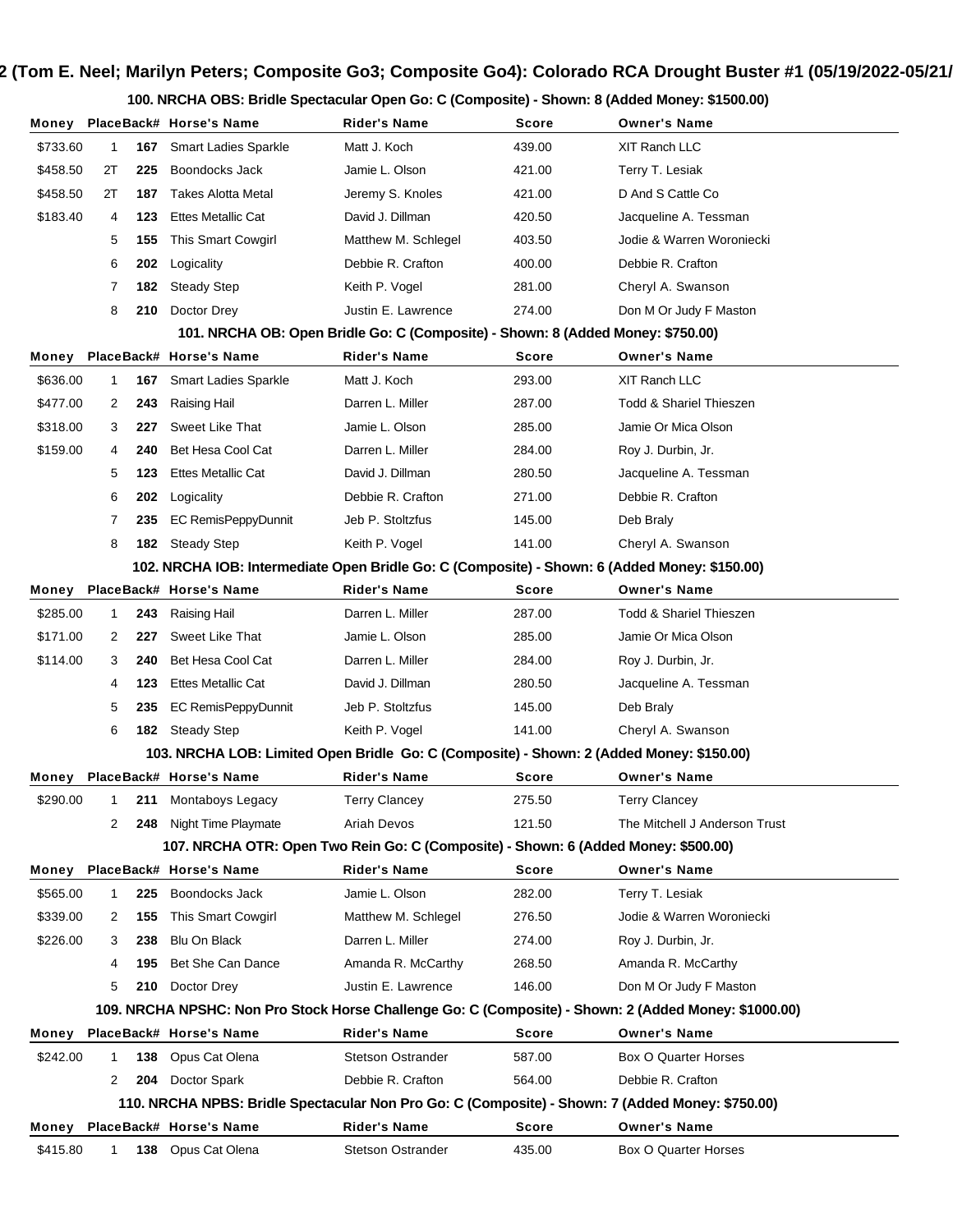### 100. NRCHA OBS: Bridle Spectacular Open Go: C (Composite) - Shown: 8 (Added Money: $1500.00)

| Money | Place | Back# | Horse's Name | Rider's Name | Score | Owner's Name |
|---|---|---|---|---|---|---|
| $733.60 | 1 | 167 | Smart Ladies Sparkle | Matt J. Koch | 439.00 | XIT Ranch LLC |
| $458.50 | 2T | 225 | Boondocks Jack | Jamie L. Olson | 421.00 | Terry T. Lesiak |
| $458.50 | 2T | 187 | Takes Alotta Metal | Jeremy S. Knoles | 421.00 | D And S Cattle Co |
| $183.40 | 4 | 123 | Ettes Metallic Cat | David J. Dillman | 420.50 | Jacqueline A. Tessman |
| | 5 | 155 | This Smart Cowgirl | Matthew M. Schlegel | 403.50 | Jodie & Warren Woroniecki |
| | 6 | 202 | Logicality | Debbie R. Crafton | 400.00 | Debbie R. Crafton |
| | 7 | 182 | Steady Step | Keith P. Vogel | 281.00 | Cheryl A. Swanson |
| | 8 | 210 | Doctor Drey | Justin E. Lawrence | 274.00 | Don M Or Judy F Maston |

### 101. NRCHA OB: Open Bridle Go: C (Composite) - Shown: 8 (Added Money: $750.00)

| Money | Place | Back# | Horse's Name | Rider's Name | Score | Owner's Name |
|---|---|---|---|---|---|---|
| $636.00 | 1 | 167 | Smart Ladies Sparkle | Matt J. Koch | 293.00 | XIT Ranch LLC |
| $477.00 | 2 | 243 | Raising Hail | Darren L. Miller | 287.00 | Todd & Shariel Thieszen |
| $318.00 | 3 | 227 | Sweet Like That | Jamie L. Olson | 285.00 | Jamie Or Mica Olson |
| $159.00 | 4 | 240 | Bet Hesa Cool Cat | Darren L. Miller | 284.00 | Roy J. Durbin, Jr. |
| | 5 | 123 | Ettes Metallic Cat | David J. Dillman | 280.50 | Jacqueline A. Tessman |
| | 6 | 202 | Logicality | Debbie R. Crafton | 271.00 | Debbie R. Crafton |
| | 7 | 235 | EC RemisPeppyDunnit | Jeb P. Stoltzfus | 145.00 | Deb Braly |
| | 8 | 182 | Steady Step | Keith P. Vogel | 141.00 | Cheryl A. Swanson |

### 102. NRCHA IOB: Intermediate Open Bridle Go: C (Composite) - Shown: 6 (Added Money: $150.00)

| Money | Place | Back# | Horse's Name | Rider's Name | Score | Owner's Name |
|---|---|---|---|---|---|---|
| $285.00 | 1 | 243 | Raising Hail | Darren L. Miller | 287.00 | Todd & Shariel Thieszen |
| $171.00 | 2 | 227 | Sweet Like That | Jamie L. Olson | 285.00 | Jamie Or Mica Olson |
| $114.00 | 3 | 240 | Bet Hesa Cool Cat | Darren L. Miller | 284.00 | Roy J. Durbin, Jr. |
| | 4 | 123 | Ettes Metallic Cat | David J. Dillman | 280.50 | Jacqueline A. Tessman |
| | 5 | 235 | EC RemisPeppyDunnit | Jeb P. Stoltzfus | 145.00 | Deb Braly |
| | 6 | 182 | Steady Step | Keith P. Vogel | 141.00 | Cheryl A. Swanson |

### 103. NRCHA LOB: Limited Open Bridle Go: C (Composite) - Shown: 2 (Added Money: $150.00)

| Money | Place | Back# | Horse's Name | Rider's Name | Score | Owner's Name |
|---|---|---|---|---|---|---|
| $290.00 | 1 | 211 | Montaboys Legacy | Terry Clancey | 275.50 | Terry Clancey |
| | 2 | 248 | Night Time Playmate | Ariah Devos | 121.50 | The Mitchell J Anderson Trust |

### 107. NRCHA OTR: Open Two Rein Go: C (Composite) - Shown: 6 (Added Money: $500.00)

| Money | Place | Back# | Horse's Name | Rider's Name | Score | Owner's Name |
|---|---|---|---|---|---|---|
| $565.00 | 1 | 225 | Boondocks Jack | Jamie L. Olson | 282.00 | Terry T. Lesiak |
| $339.00 | 2 | 155 | This Smart Cowgirl | Matthew M. Schlegel | 276.50 | Jodie & Warren Woroniecki |
| $226.00 | 3 | 238 | Blu On Black | Darren L. Miller | 274.00 | Roy J. Durbin, Jr. |
| | 4 | 195 | Bet She Can Dance | Amanda R. McCarthy | 268.50 | Amanda R. McCarthy |
| | 5 | 210 | Doctor Drey | Justin E. Lawrence | 146.00 | Don M Or Judy F Maston |

### 109. NRCHA NPSHC: Non Pro Stock Horse Challenge Go: C (Composite) - Shown: 2 (Added Money: $1000.00)

| Money | Place | Back# | Horse's Name | Rider's Name | Score | Owner's Name |
|---|---|---|---|---|---|---|
| $242.00 | 1 | 138 | Opus Cat Olena | Stetson Ostrander | 587.00 | Box O Quarter Horses |
| | 2 | 204 | Doctor Spark | Debbie R. Crafton | 564.00 | Debbie R. Crafton |

### 110. NRCHA NPBS: Bridle Spectacular Non Pro Go: C (Composite) - Shown: 7 (Added Money: $750.00)

| Money | Place | Back# | Horse's Name | Rider's Name | Score | Owner's Name |
|---|---|---|---|---|---|---|
| $415.80 | 1 | 138 | Opus Cat Olena | Stetson Ostrander | 435.00 | Box O Quarter Horses |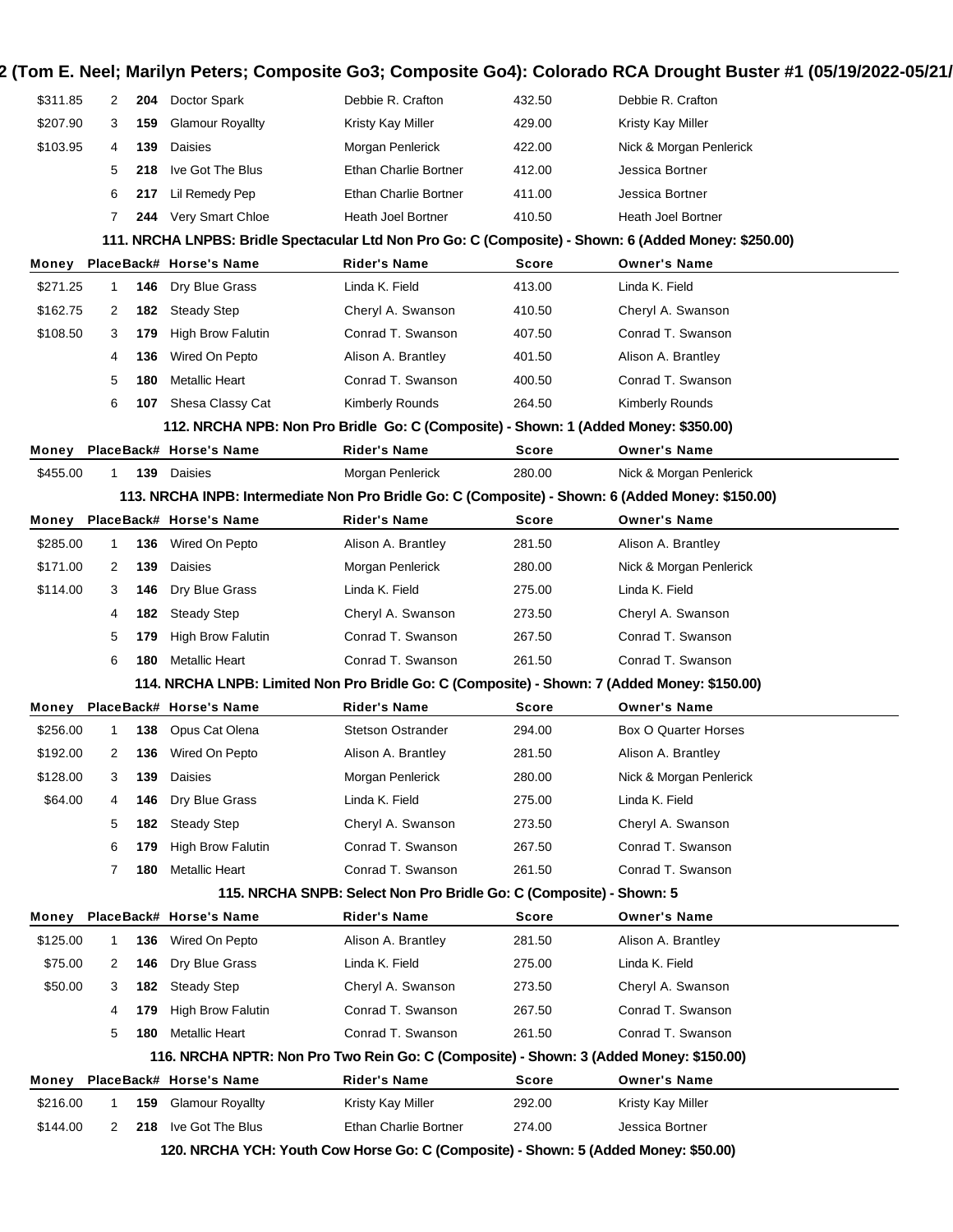2 (Tom E. Neel; Marilyn Peters; Composite Go3; Composite Go4): Colorado RCA Drought Buster #1 (05/19/2022-05/21/

| Money | Place | Back# | Horse's Name | Rider's Name | Score | Owner's Name |
|---|---|---|---|---|---|---|
| $311.85 | 2 | 204 | Doctor Spark | Debbie R. Crafton | 432.50 | Debbie R. Crafton |
| $207.90 | 3 | 159 | Glamour Royallty | Kristy Kay Miller | 429.00 | Kristy Kay Miller |
| $103.95 | 4 | 139 | Daisies | Morgan Penlerick | 422.00 | Nick & Morgan Penlerick |
| | 5 | 218 | Ive Got The Blus | Ethan Charlie Bortner | 412.00 | Jessica Bortner |
| | 6 | 217 | Lil Remedy Pep | Ethan Charlie Bortner | 411.00 | Jessica Bortner |
| | 7 | 244 | Very Smart Chloe | Heath Joel Bortner | 410.50 | Heath Joel Bortner |

### 111. NRCHA LNPBS: Bridle Spectacular Ltd Non Pro Go: C (Composite) - Shown: 6 (Added Money: $250.00)

| Money | Place | Back# | Horse's Name | Rider's Name | Score | Owner's Name |
|---|---|---|---|---|---|---|
| $271.25 | 1 | 146 | Dry Blue Grass | Linda K. Field | 413.00 | Linda K. Field |
| $162.75 | 2 | 182 | Steady Step | Cheryl A. Swanson | 410.50 | Cheryl A. Swanson |
| $108.50 | 3 | 179 | High Brow Falutin | Conrad T. Swanson | 407.50 | Conrad T. Swanson |
| | 4 | 136 | Wired On Pepto | Alison A. Brantley | 401.50 | Alison A. Brantley |
| | 5 | 180 | Metallic Heart | Conrad T. Swanson | 400.50 | Conrad T. Swanson |
| | 6 | 107 | Shesa Classy Cat | Kimberly Rounds | 264.50 | Kimberly Rounds |

### 112. NRCHA NPB: Non Pro Bridle Go: C (Composite) - Shown: 1 (Added Money: $350.00)

| Money | Place | Back# | Horse's Name | Rider's Name | Score | Owner's Name |
|---|---|---|---|---|---|---|
| $455.00 | 1 | 139 | Daisies | Morgan Penlerick | 280.00 | Nick & Morgan Penlerick |

### 113. NRCHA INPB: Intermediate Non Pro Bridle Go: C (Composite) - Shown: 6 (Added Money: $150.00)

| Money | Place | Back# | Horse's Name | Rider's Name | Score | Owner's Name |
|---|---|---|---|---|---|---|
| $285.00 | 1 | 136 | Wired On Pepto | Alison A. Brantley | 281.50 | Alison A. Brantley |
| $171.00 | 2 | 139 | Daisies | Morgan Penlerick | 280.00 | Nick & Morgan Penlerick |
| $114.00 | 3 | 146 | Dry Blue Grass | Linda K. Field | 275.00 | Linda K. Field |
| | 4 | 182 | Steady Step | Cheryl A. Swanson | 273.50 | Cheryl A. Swanson |
| | 5 | 179 | High Brow Falutin | Conrad T. Swanson | 267.50 | Conrad T. Swanson |
| | 6 | 180 | Metallic Heart | Conrad T. Swanson | 261.50 | Conrad T. Swanson |

### 114. NRCHA LNPB: Limited Non Pro Bridle Go: C (Composite) - Shown: 7 (Added Money: $150.00)

| Money | Place | Back# | Horse's Name | Rider's Name | Score | Owner's Name |
|---|---|---|---|---|---|---|
| $256.00 | 1 | 138 | Opus Cat Olena | Stetson Ostrander | 294.00 | Box O Quarter Horses |
| $192.00 | 2 | 136 | Wired On Pepto | Alison A. Brantley | 281.50 | Alison A. Brantley |
| $128.00 | 3 | 139 | Daisies | Morgan Penlerick | 280.00 | Nick & Morgan Penlerick |
| $64.00 | 4 | 146 | Dry Blue Grass | Linda K. Field | 275.00 | Linda K. Field |
| | 5 | 182 | Steady Step | Cheryl A. Swanson | 273.50 | Cheryl A. Swanson |
| | 6 | 179 | High Brow Falutin | Conrad T. Swanson | 267.50 | Conrad T. Swanson |
| | 7 | 180 | Metallic Heart | Conrad T. Swanson | 261.50 | Conrad T. Swanson |

### 115. NRCHA SNPB: Select Non Pro Bridle Go: C (Composite) - Shown: 5

| Money | Place | Back# | Horse's Name | Rider's Name | Score | Owner's Name |
|---|---|---|---|---|---|---|
| $125.00 | 1 | 136 | Wired On Pepto | Alison A. Brantley | 281.50 | Alison A. Brantley |
| $75.00 | 2 | 146 | Dry Blue Grass | Linda K. Field | 275.00 | Linda K. Field |
| $50.00 | 3 | 182 | Steady Step | Cheryl A. Swanson | 273.50 | Cheryl A. Swanson |
| | 4 | 179 | High Brow Falutin | Conrad T. Swanson | 267.50 | Conrad T. Swanson |
| | 5 | 180 | Metallic Heart | Conrad T. Swanson | 261.50 | Conrad T. Swanson |

### 116. NRCHA NPTR: Non Pro Two Rein Go: C (Composite) - Shown: 3 (Added Money: $150.00)

| Money | Place | Back# | Horse's Name | Rider's Name | Score | Owner's Name |
|---|---|---|---|---|---|---|
| $216.00 | 1 | 159 | Glamour Royallty | Kristy Kay Miller | 292.00 | Kristy Kay Miller |
| $144.00 | 2 | 218 | Ive Got The Blus | Ethan Charlie Bortner | 274.00 | Jessica Bortner |

### 120. NRCHA YCH: Youth Cow Horse Go: C (Composite) - Shown: 5 (Added Money: $50.00)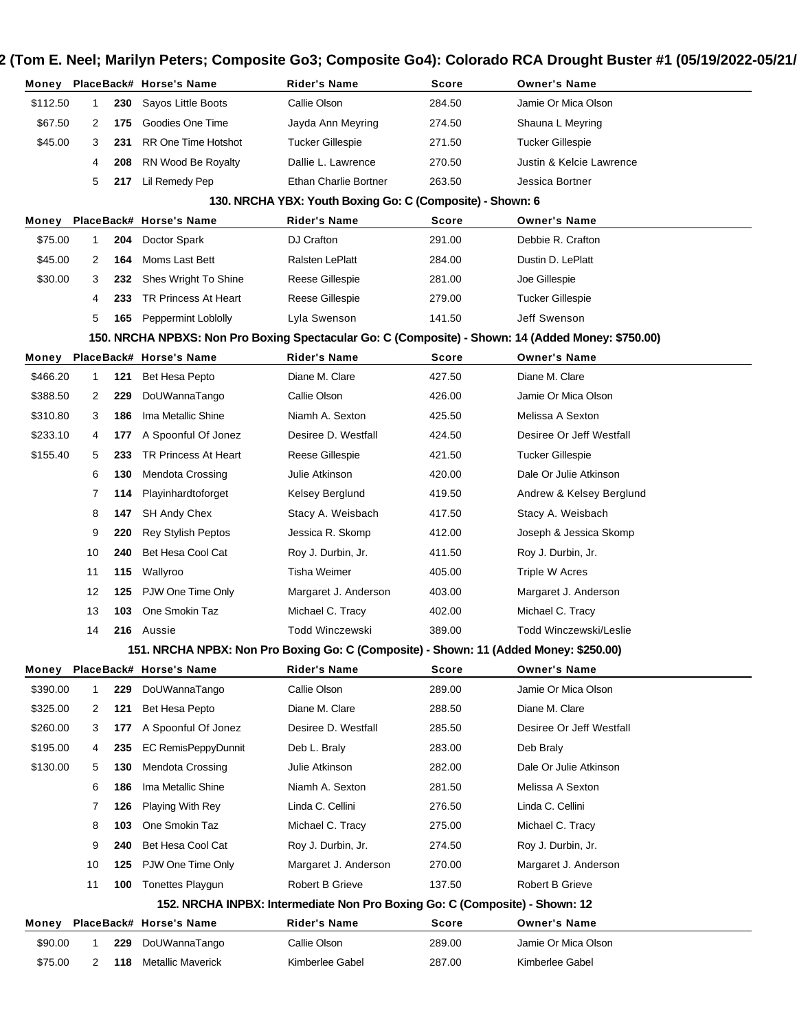2 (Tom E. Neel; Marilyn Peters; Composite Go3; Composite Go4): Colorado RCA Drought Buster #1 (05/19/2022-05/21/

| Money | Place | Back# | Horse's Name | Rider's Name | Score | Owner's Name |
|---|---|---|---|---|---|---|
| $112.50 | 1 | 230 | Sayos Little Boots | Callie Olson | 284.50 | Jamie Or Mica Olson |
| $67.50 | 2 | 175 | Goodies One Time | Jayda Ann Meyring | 274.50 | Shauna L Meyring |
| $45.00 | 3 | 231 | RR One Time Hotshot | Tucker Gillespie | 271.50 | Tucker Gillespie |
| | 4 | 208 | RN Wood Be Royalty | Dallie L. Lawrence | 270.50 | Justin & Kelcie Lawrence |
| | 5 | 217 | Lil Remedy Pep | Ethan Charlie Bortner | 263.50 | Jessica Bortner |

### 130. NRCHA YBX: Youth Boxing Go: C (Composite) - Shown: 6

| Money | Place | Back# | Horse's Name | Rider's Name | Score | Owner's Name |
|---|---|---|---|---|---|---|
| $75.00 | 1 | 204 | Doctor Spark | DJ Crafton | 291.00 | Debbie R. Crafton |
| $45.00 | 2 | 164 | Moms Last Bett | Ralsten LePlatt | 284.00 | Dustin D. LePlatt |
| $30.00 | 3 | 232 | Shes Wright To Shine | Reese Gillespie | 281.00 | Joe Gillespie |
| | 4 | 233 | TR Princess At Heart | Reese Gillespie | 279.00 | Tucker Gillespie |
| | 5 | 165 | Peppermint Loblolly | Lyla Swenson | 141.50 | Jeff Swenson |

### 150. NRCHA NPBXS: Non Pro Boxing Spectacular Go: C (Composite) - Shown: 14 (Added Money: $750.00)

| Money | Place | Back# | Horse's Name | Rider's Name | Score | Owner's Name |
|---|---|---|---|---|---|---|
| $466.20 | 1 | 121 | Bet Hesa Pepto | Diane M. Clare | 427.50 | Diane M. Clare |
| $388.50 | 2 | 229 | DoUWannaTango | Callie Olson | 426.00 | Jamie Or Mica Olson |
| $310.80 | 3 | 186 | Ima Metallic Shine | Niamh A. Sexton | 425.50 | Melissa A Sexton |
| $233.10 | 4 | 177 | A Spoonful Of Jonez | Desiree D. Westfall | 424.50 | Desiree Or Jeff Westfall |
| $155.40 | 5 | 233 | TR Princess At Heart | Reese Gillespie | 421.50 | Tucker Gillespie |
| | 6 | 130 | Mendota Crossing | Julie Atkinson | 420.00 | Dale Or Julie Atkinson |
| | 7 | 114 | Playinhardtoforget | Kelsey Berglund | 419.50 | Andrew & Kelsey Berglund |
| | 8 | 147 | SH Andy Chex | Stacy A. Weisbach | 417.50 | Stacy A. Weisbach |
| | 9 | 220 | Rey Stylish Peptos | Jessica R. Skomp | 412.00 | Joseph & Jessica Skomp |
| | 10 | 240 | Bet Hesa Cool Cat | Roy J. Durbin, Jr. | 411.50 | Roy J. Durbin, Jr. |
| | 11 | 115 | Wallyroo | Tisha Weimer | 405.00 | Triple W Acres |
| | 12 | 125 | PJW One Time Only | Margaret J. Anderson | 403.00 | Margaret J. Anderson |
| | 13 | 103 | One Smokin Taz | Michael C. Tracy | 402.00 | Michael C. Tracy |
| | 14 | 216 | Aussie | Todd Winczewski | 389.00 | Todd Winczewski/Leslie |

### 151. NRCHA NPBX: Non Pro Boxing Go: C (Composite) - Shown: 11 (Added Money: $250.00)

| Money | Place | Back# | Horse's Name | Rider's Name | Score | Owner's Name |
|---|---|---|---|---|---|---|
| $390.00 | 1 | 229 | DoUWannaTango | Callie Olson | 289.00 | Jamie Or Mica Olson |
| $325.00 | 2 | 121 | Bet Hesa Pepto | Diane M. Clare | 288.50 | Diane M. Clare |
| $260.00 | 3 | 177 | A Spoonful Of Jonez | Desiree D. Westfall | 285.50 | Desiree Or Jeff Westfall |
| $195.00 | 4 | 235 | EC RemisPeppyDunnit | Deb L. Braly | 283.00 | Deb Braly |
| $130.00 | 5 | 130 | Mendota Crossing | Julie Atkinson | 282.00 | Dale Or Julie Atkinson |
| | 6 | 186 | Ima Metallic Shine | Niamh A. Sexton | 281.50 | Melissa A Sexton |
| | 7 | 126 | Playing With Rey | Linda C. Cellini | 276.50 | Linda C. Cellini |
| | 8 | 103 | One Smokin Taz | Michael C. Tracy | 275.00 | Michael C. Tracy |
| | 9 | 240 | Bet Hesa Cool Cat | Roy J. Durbin, Jr. | 274.50 | Roy J. Durbin, Jr. |
| | 10 | 125 | PJW One Time Only | Margaret J. Anderson | 270.00 | Margaret J. Anderson |
| | 11 | 100 | Tonettes Playgun | Robert B Grieve | 137.50 | Robert B Grieve |

### 152. NRCHA INPBX: Intermediate Non Pro Boxing Go: C (Composite) - Shown: 12

| Money | Place | Back# | Horse's Name | Rider's Name | Score | Owner's Name |
|---|---|---|---|---|---|---|
| $90.00 | 1 | 229 | DoUWannaTango | Callie Olson | 289.00 | Jamie Or Mica Olson |
| $75.00 | 2 | 118 | Metallic Maverick | Kimberlee Gabel | 287.00 | Kimberlee Gabel |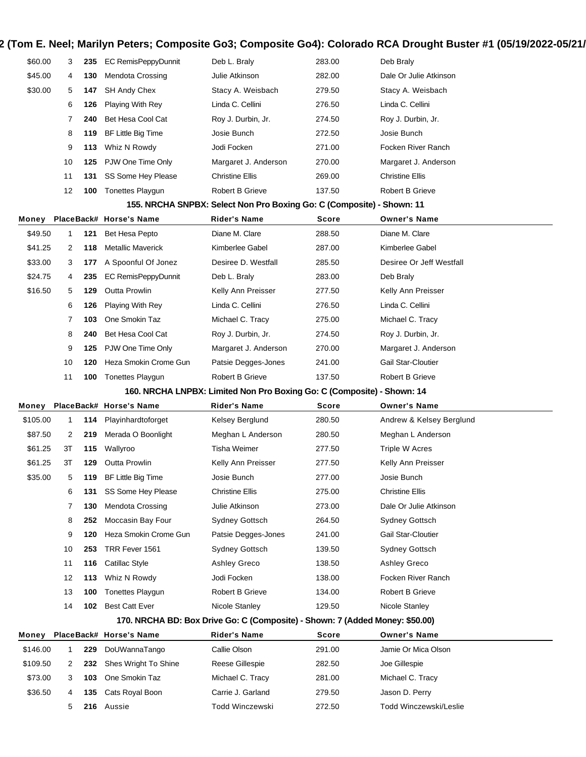| Money | Place | Back# | Horse's Name | Rider's Name | Score | Owner's Name |
|---|---|---|---|---|---|---|
| $60.00 | 3 | **235** | EC RemisPeppyDunnit | Deb L. Braly | 283.00 | Deb Braly |
| $45.00 | 4 | **130** | Mendota Crossing | Julie Atkinson | 282.00 | Dale Or Julie Atkinson |
| $30.00 | 5 | **147** | SH Andy Chex | Stacy A. Weisbach | 279.50 | Stacy A. Weisbach |
| | 6 | **126** | Playing With Rey | Linda C. Cellini | 276.50 | Linda C. Cellini |
| | 7 | **240** | Bet Hesa Cool Cat | Roy J. Durbin, Jr. | 274.50 | Roy J. Durbin, Jr. |
| | 8 | **119** | BF Little Big Time | Josie Bunch | 272.50 | Josie Bunch |
| | 9 | **113** | Whiz N Rowdy | Jodi Focken | 271.00 | Focken River Ranch |
| | 10 | **125** | PJW One Time Only | Margaret J. Anderson | 270.00 | Margaret J. Anderson |
| | 11 | **131** | SS Some Hey Please | Christine Ellis | 269.00 | Christine Ellis |
| | 12 | **100** | Tonettes Playgun | Robert B Grieve | 137.50 | Robert B Grieve |

### 155. NRCHA SNPBX: Select Non Pro Boxing Go: C (Composite) - Shown: 11

| Money | Place | Back# | Horse's Name | Rider's Name | Score | Owner's Name |
|---|---|---|---|---|---|---|
| $49.50 | 1 | **121** | Bet Hesa Pepto | Diane M. Clare | 288.50 | Diane M. Clare |
| $41.25 | 2 | **118** | Metallic Maverick | Kimberlee Gabel | 287.00 | Kimberlee Gabel |
| $33.00 | 3 | **177** | A Spoonful Of Jonez | Desiree D. Westfall | 285.50 | Desiree Or Jeff Westfall |
| $24.75 | 4 | **235** | EC RemisPeppyDunnit | Deb L. Braly | 283.00 | Deb Braly |
| $16.50 | 5 | **129** | Outta Prowlin | Kelly Ann Preisser | 277.50 | Kelly Ann Preisser |
| | 6 | **126** | Playing With Rey | Linda C. Cellini | 276.50 | Linda C. Cellini |
| | 7 | **103** | One Smokin Taz | Michael C. Tracy | 275.00 | Michael C. Tracy |
| | 8 | **240** | Bet Hesa Cool Cat | Roy J. Durbin, Jr. | 274.50 | Roy J. Durbin, Jr. |
| | 9 | **125** | PJW One Time Only | Margaret J. Anderson | 270.00 | Margaret J. Anderson |
| | 10 | **120** | Heza Smokin Crome Gun | Patsie Degges-Jones | 241.00 | Gail Star-Cloutier |
| | 11 | **100** | Tonettes Playgun | Robert B Grieve | 137.50 | Robert B Grieve |

### 160. NRCHA LNPBX: Limited Non Pro Boxing Go: C (Composite) - Shown: 14

| Money | Place | Back# | Horse's Name | Rider's Name | Score | Owner's Name |
|---|---|---|---|---|---|---|
| $105.00 | 1 | **114** | Playinhardtoforget | Kelsey Berglund | 280.50 | Andrew & Kelsey Berglund |
| $87.50 | 2 | **219** | Merada O Boonlight | Meghan L Anderson | 280.50 | Meghan L Anderson |
| $61.25 | 3T | **115** | Wallyroo | Tisha Weimer | 277.50 | Triple W Acres |
| $61.25 | 3T | **129** | Outta Prowlin | Kelly Ann Preisser | 277.50 | Kelly Ann Preisser |
| $35.00 | 5 | **119** | BF Little Big Time | Josie Bunch | 277.00 | Josie Bunch |
| | 6 | **131** | SS Some Hey Please | Christine Ellis | 275.00 | Christine Ellis |
| | 7 | **130** | Mendota Crossing | Julie Atkinson | 273.00 | Dale Or Julie Atkinson |
| | 8 | **252** | Moccasin Bay Four | Sydney Gottsch | 264.50 | Sydney Gottsch |
| | 9 | **120** | Heza Smokin Crome Gun | Patsie Degges-Jones | 241.00 | Gail Star-Cloutier |
| | 10 | **253** | TRR Fever 1561 | Sydney Gottsch | 139.50 | Sydney Gottsch |
| | 11 | **116** | Catillac Style | Ashley Greco | 138.50 | Ashley Greco |
| | 12 | **113** | Whiz N Rowdy | Jodi Focken | 138.00 | Focken River Ranch |
| | 13 | **100** | Tonettes Playgun | Robert B Grieve | 134.00 | Robert B Grieve |
| | 14 | **102** | Best Catt Ever | Nicole Stanley | 129.50 | Nicole Stanley |

### 170. NRCHA BD: Box Drive Go: C (Composite) - Shown: 7 (Added Money: $50.00)

| Money | Place | Back# | Horse's Name | Rider's Name | Score | Owner's Name |
|---|---|---|---|---|---|---|
| $146.00 | 1 | **229** | DoUWannaTango | Callie Olson | 291.00 | Jamie Or Mica Olson |
| $109.50 | 2 | **232** | Shes Wright To Shine | Reese Gillespie | 282.50 | Joe Gillespie |
| $73.00 | 3 | **103** | One Smokin Taz | Michael C. Tracy | 281.00 | Michael C. Tracy |
| $36.50 | 4 | **135** | Cats Royal Boon | Carrie J. Garland | 279.50 | Jason D. Perry |
| | 5 | **216** | Aussie | Todd Winczewski | 272.50 | Todd Winczewski/Leslie |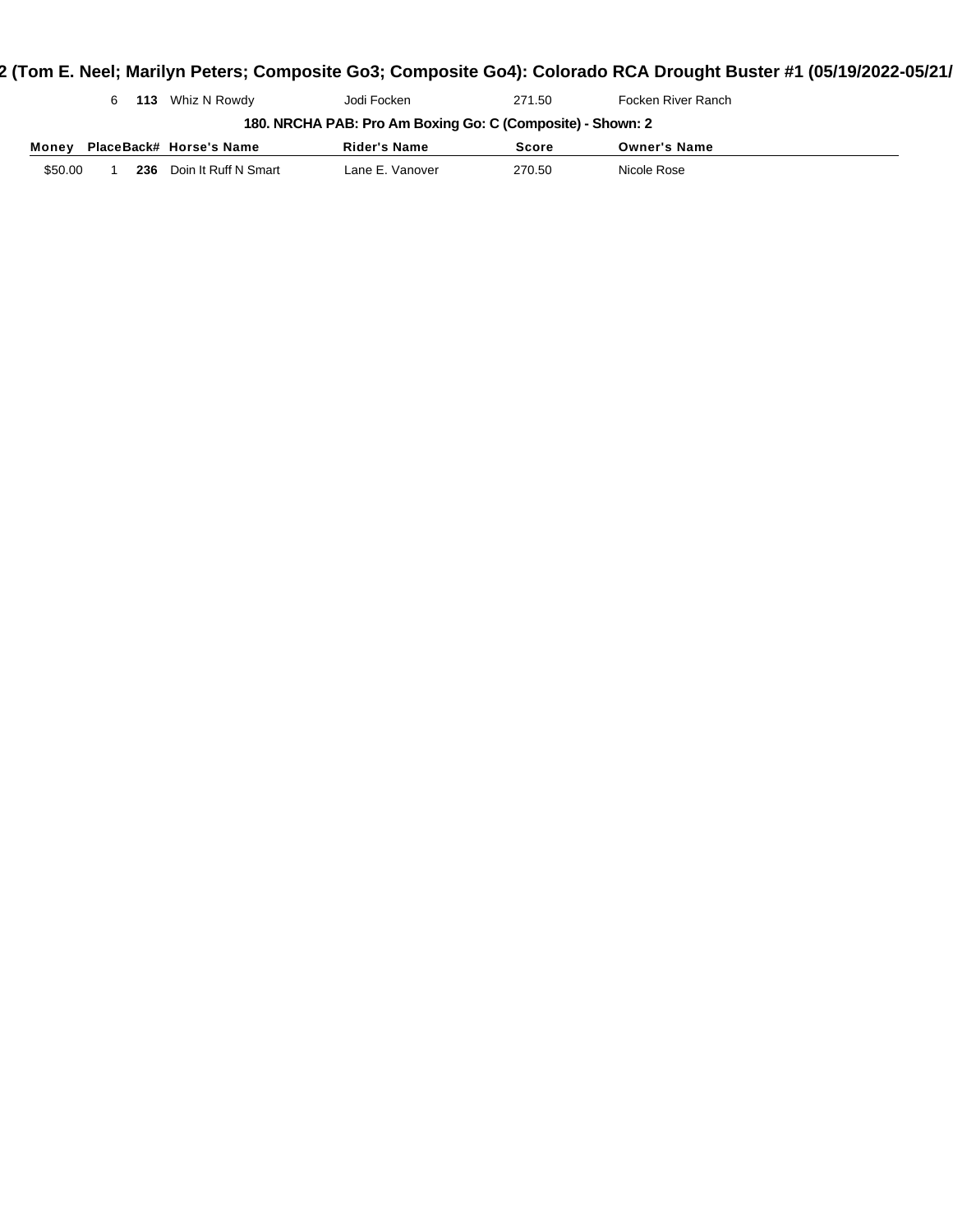| | | | | | |
|---|---|---|---|---|---|
| | 6 | **113** | Whiz N Rowdy | Jodi Focken | 271.50 | Focken River Ranch |

**180. NRCHA PAB: Pro Am Boxing Go: C (Composite) - Shown: 2**

| Money | Place | Back# | Horse's Name | Rider's Name | Score | Owner's Name |
|---|---|---|---|---|---|---|
| $50.00 | 1 | **236** | Doin It Ruff N Smart | Lane E. Vanover | 270.50 | Nicole Rose |